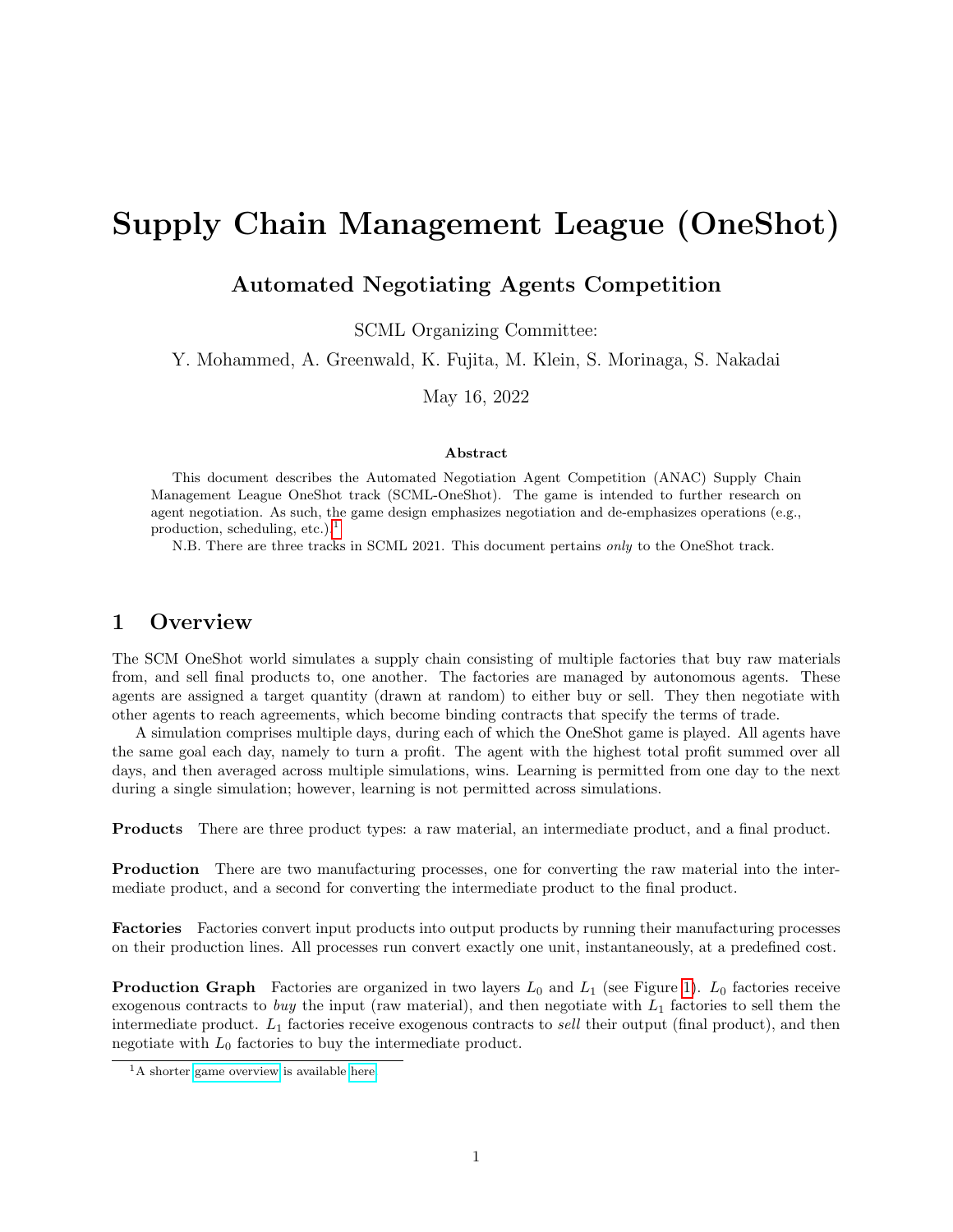# Supply Chain Management League (OneShot)

## Automated Negotiating Agents Competition

SCML Organizing Committee:

Y. Mohammed, A. Greenwald, K. Fujita, M. Klein, S. Morinaga, S. Nakadai

May 16, 2022

### Abstract

This document describes the Automated Negotiation Agent Competition (ANAC) Supply Chain Management League OneShot track (SCML-OneShot). The game is intended to further research on agent negotiation. As such, the game design emphasizes negotiation and de-emphasizes operations (e.g., production, scheduling, etc.).[1]

N.B. There are three tracks in SCML 2021. This document pertains *only* to the OneShot track.

## 1 Overview

The SCM OneShot world simulates a supply chain consisting of multiple factories that buy raw materials from, and sell final products to, one another. The factories are managed by autonomous agents. These agents are assigned a target quantity (drawn at random) to either buy or sell. They then negotiate with other agents to reach agreements, which become binding contracts that specify the terms of trade.

A simulation comprises multiple days, during each of which the OneShot game is played. All agents have the same goal each day, namely to turn a profit. The agent with the highest total profit summed over all days, and then averaged across multiple simulations, wins. Learning is permitted from one day to the next during a single simulation; however, learning is not permitted across simulations.

**Products** There are three product types: a raw material, an intermediate product, and a final product.

**Production** There are two manufacturing processes, one for converting the raw material into the intermediate product, and a second for converting the intermediate product to the final product.

**Factories** Factories convert input products into output products by running their manufacturing processes on their production lines. All processes run convert exactly one unit, instantaneously, at a predefined cost.

**Production Graph** Factories are organized in two layers $L_0$ and $L_1$ (see Figure 1). $L_0$ factories receive exogenous contracts to *buy* the input (raw material), and then negotiate with $L_1$ factories to sell them the intermediate product. $L_1$ factories receive exogenous contracts to *sell* their output (final product), and then negotiate with $L_0$ factories to buy the intermediate product.

[1] A shorter game overview is available here.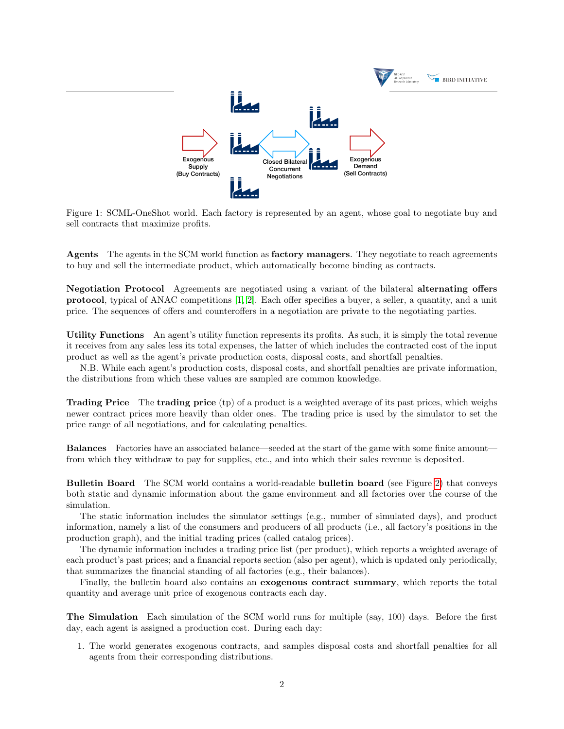Figure 1: SCML-OneShot world. Each factory is represented by an agent, whose goal to negotiate buy and sell contracts that maximize profits.

**Agents** The agents in the SCM world function as **factory managers**. They negotiate to reach agreements to buy and sell the intermediate product, which automatically become binding as contracts.

**Negotiation Protocol** Agreements are negotiated using a variant of the bilateral **alternating offers protocol**, typical of ANAC competitions [1, 2]. Each offer specifies a buyer, a seller, a quantity, and a unit price. The sequences of offers and counteroffers in a negotiation are private to the negotiating parties.

**Utility Functions** An agent's utility function represents its profits. As such, it is simply the total revenue it receives from any sales less its total expenses, the latter of which includes the contracted cost of the input product as well as the agent's private production costs, disposal costs, and shortfall penalties.

N.B. While each agent's production costs, disposal costs, and shortfall penalties are private information, the distributions from which these values are sampled are common knowledge.

**Trading Price** The **trading price** (tp) of a product is a weighted average of its past prices, which weighs newer contract prices more heavily than older ones. The trading price is used by the simulator to set the price range of all negotiations, and for calculating penalties.

**Balances** Factories have an associated balance—seeded at the start of the game with some finite amount—from which they withdraw to pay for supplies, etc., and into which their sales revenue is deposited.

**Bulletin Board** The SCM world contains a world-readable **bulletin board** (see Figure 2) that conveys both static and dynamic information about the game environment and all factories over the course of the simulation.

The static information includes the simulator settings (e.g., number of simulated days), and product information, namely a list of the consumers and producers of all products (i.e., all factory's positions in the production graph), and the initial trading prices (called catalog prices).

The dynamic information includes a trading price list (per product), which reports a weighted average of each product's past prices; and a financial reports section (also per agent), which is updated only periodically, that summarizes the financial standing of all factories (e.g., their balances).

Finally, the bulletin board also contains an **exogenous contract summary**, which reports the total quantity and average unit price of exogenous contracts each day.

**The Simulation** Each simulation of the SCM world runs for multiple (say, 100) days. Before the first day, each agent is assigned a production cost. During each day:

1. The world generates exogenous contracts, and samples disposal costs and shortfall penalties for all agents from their corresponding distributions.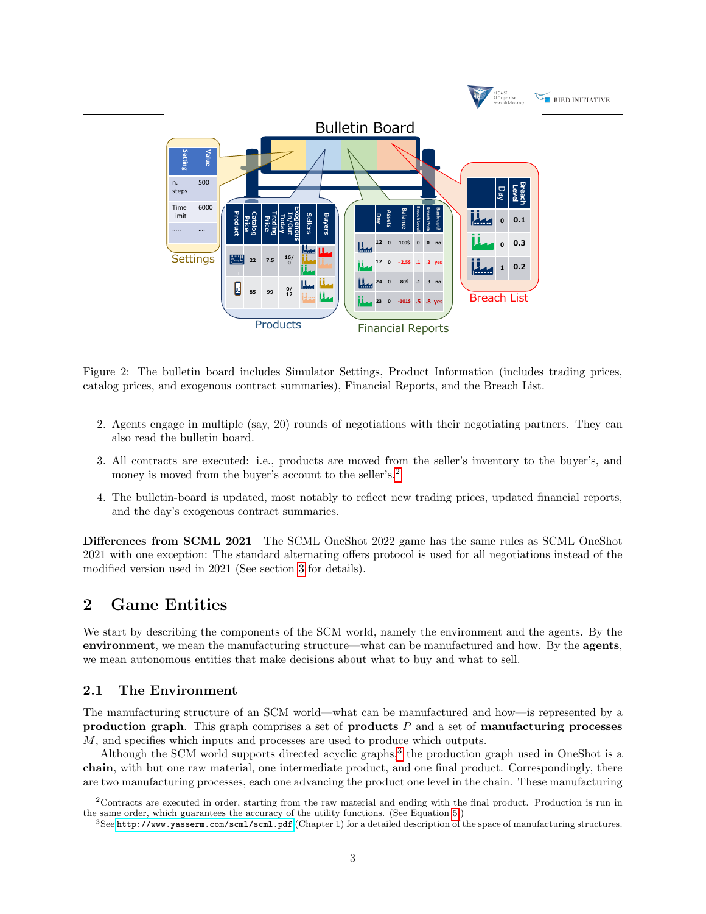Figure 2: The bulletin board includes Simulator Settings, Product Information (includes trading prices, catalog prices, and exogenous contract summaries), Financial Reports, and the Breach List.

2. Agents engage in multiple (say, 20) rounds of negotiations with their negotiating partners. They can also read the bulletin board.
3. All contracts are executed: i.e., products are moved from the seller's inventory to the buyer's, and money is moved from the buyer's account to the seller's.[2]
4. The bulletin-board is updated, most notably to reflect new trading prices, updated financial reports, and the day's exogenous contract summaries.

**Differences from SCML 2021** The SCML OneShot 2022 game has the same rules as SCML OneShot 2021 with one exception: The standard alternating offers protocol is used for all negotiations instead of the modified version used in 2021 (See section 3 for details).

## 2 Game Entities

We start by describing the components of the SCM world, namely the environment and the agents. By the **environment**, we mean the manufacturing structure—what can be manufactured and how. By the **agents**, we mean autonomous entities that make decisions about what to buy and what to sell.

### 2.1 The Environment

The manufacturing structure of an SCM world—what can be manufactured and how—is represented by a **production graph**. This graph comprises a set of **products** $P$ and a set of **manufacturing processes** $M$, and specifies which inputs and processes are used to produce which outputs.

Although the SCM world supports directed acyclic graphs,[3] the production graph used in OneShot is a **chain**, with but one raw material, one intermediate product, and one final product. Correspondingly, there are two manufacturing processes, each one advancing the product one level in the chain. These manufacturing

[2] Contracts are executed in order, starting from the raw material and ending with the final product. Production is run in the same order, which guarantees the accuracy of the utility functions. (See Equation 5.)

[3] See http://www.yasserm.com/scml/scml.pdf (Chapter 1) for a detailed description of the space of manufacturing structures.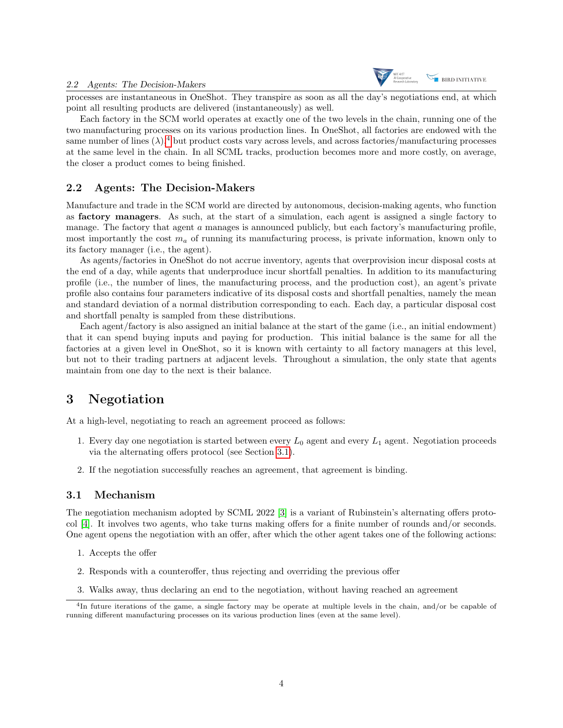processes are instantaneous in OneShot. They transpire as soon as all the day's negotiations end, at which point all resulting products are delivered (instantaneously) as well.

Each factory in the SCM world operates at exactly one of the two levels in the chain, running one of the two manufacturing processes on its various production lines. In OneShot, all factories are endowed with the same number of lines ($\lambda$),[4] but product costs vary across levels, and across factories/manufacturing processes at the same level in the chain. In all SCML tracks, production becomes more and more costly, on average, the closer a product comes to being finished.

## 2.2 Agents: The Decision-Makers

Manufacture and trade in the SCM world are directed by autonomous, decision-making agents, who function as **factory managers**. As such, at the start of a simulation, each agent is assigned a single factory to manage. The factory that agent $a$ manages is announced publicly, but each factory's manufacturing profile, most importantly the cost $m_a$ of running its manufacturing process, is private information, known only to its factory manager (i.e., the agent).

As agents/factories in OneShot do not accrue inventory, agents that overprovision incur disposal costs at the end of a day, while agents that underproduce incur shortfall penalties. In addition to its manufacturing profile (i.e., the number of lines, the manufacturing process, and the production cost), an agent's private profile also contains four parameters indicative of its disposal costs and shortfall penalties, namely the mean and standard deviation of a normal distribution corresponding to each. Each day, a particular disposal cost and shortfall penalty is sampled from these distributions.

Each agent/factory is also assigned an initial balance at the start of the game (i.e., an initial endowment) that it can spend buying inputs and paying for production. This initial balance is the same for all the factories at a given level in OneShot, so it is known with certainty to all factory managers at this level, but not to their trading partners at adjacent levels. Throughout a simulation, the only state that agents maintain from one day to the next is their balance.

# 3 Negotiation

At a high-level, negotiating to reach an agreement proceed as follows:

1. Every day one negotiation is started between every $L_0$ agent and every $L_1$ agent. Negotiation proceeds via the alternating offers protocol (see Section 3.1).
2. If the negotiation successfully reaches an agreement, that agreement is binding.

## 3.1 Mechanism

The negotiation mechanism adopted by SCML 2022 [3] is a variant of Rubinstein's alternating offers protocol [4]. It involves two agents, who take turns making offers for a finite number of rounds and/or seconds. One agent opens the negotiation with an offer, after which the other agent takes one of the following actions:

1. Accepts the offer
2. Responds with a counteroffer, thus rejecting and overriding the previous offer
3. Walks away, thus declaring an end to the negotiation, without having reached an agreement

[4] In future iterations of the game, a single factory may be operate at multiple levels in the chain, and/or be capable of running different manufacturing processes on its various production lines (even at the same level).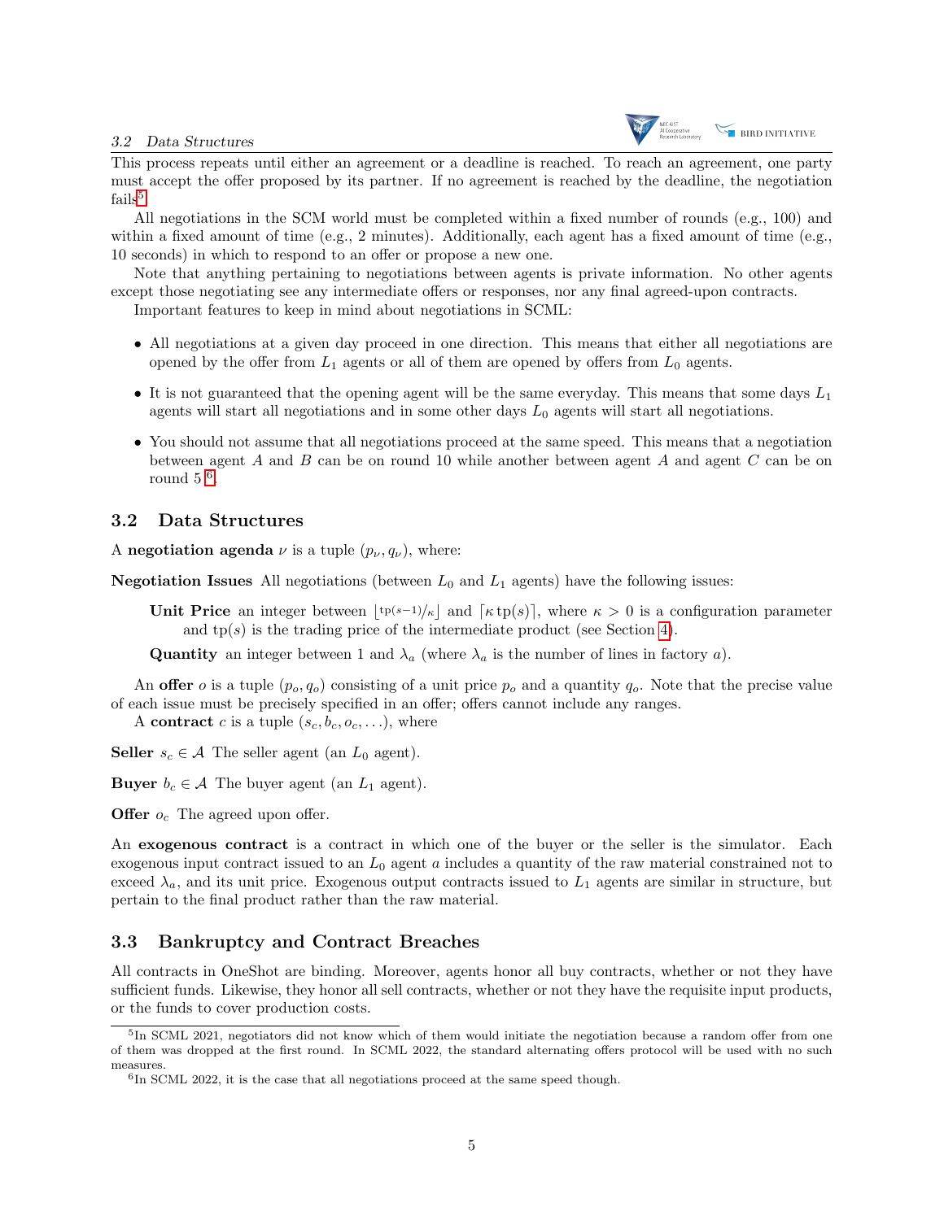This process repeats until either an agreement or a deadline is reached. To reach an agreement, one party must accept the offer proposed by its partner. If no agreement is reached by the deadline, the negotiation fails[5].

All negotiations in the SCM world must be completed within a fixed number of rounds (e.g., 100) and within a fixed amount of time (e.g., 2 minutes). Additionally, each agent has a fixed amount of time (e.g., 10 seconds) in which to respond to an offer or propose a new one.

Note that anything pertaining to negotiations between agents is private information. No other agents except those negotiating see any intermediate offers or responses, nor any final agreed-upon contracts.

Important features to keep in mind about negotiations in SCML:

- All negotiations at a given day proceed in one direction. This means that either all negotiations are opened by the offer from $L_1$ agents or all of them are opened by offers from $L_0$ agents.
- It is not guaranteed that the opening agent will be the same everyday. This means that some days $L_1$ agents will start all negotiations and in some other days $L_0$ agents will start all negotiations.
- You should not assume that all negotiations proceed at the same speed. This means that a negotiation between agent $A$ and $B$ can be on round 10 while another between agent $A$ and agent $C$ can be on round 5[6].

## 3.2 Data Structures

A **negotiation agenda** $\nu$ is a tuple $(p_\nu, q_\nu)$, where:

**Negotiation Issues** All negotiations (between $L_0$ and $L_1$ agents) have the following issues:

**Unit Price** an integer between $\lfloor \text{tp}(s-1)/\kappa \rfloor$ and $\lceil \kappa \, \text{tp}(s) \rceil$, where $\kappa > 0$ is a configuration parameter and $\text{tp}(s)$ is the trading price of the intermediate product (see Section 4).

**Quantity** an integer between 1 and $\lambda_a$ (where $\lambda_a$ is the number of lines in factory $a$).

An **offer** $o$ is a tuple $(p_o, q_o)$ consisting of a unit price $p_o$ and a quantity $q_o$. Note that the precise value of each issue must be precisely specified in an offer; offers cannot include any ranges.

A **contract** $c$ is a tuple $(s_c, b_c, o_c, \ldots)$, where

**Seller** $s_c \in \mathcal{A}$ The seller agent (an $L_0$ agent).

**Buyer** $b_c \in \mathcal{A}$ The buyer agent (an $L_1$ agent).

**Offer** $o_c$ The agreed upon offer.

An **exogenous contract** is a contract in which one of the buyer or the seller is the simulator. Each exogenous input contract issued to an $L_0$ agent $a$ includes a quantity of the raw material constrained not to exceed $\lambda_a$, and its unit price. Exogenous output contracts issued to $L_1$ agents are similar in structure, but pertain to the final product rather than the raw material.

## 3.3 Bankruptcy and Contract Breaches

All contracts in OneShot are binding. Moreover, agents honor all buy contracts, whether or not they have sufficient funds. Likewise, they honor all sell contracts, whether or not they have the requisite input products, or the funds to cover production costs.

---

[5] In SCML 2021, negotiators did not know which of them would initiate the negotiation because a random offer from one of them was dropped at the first round. In SCML 2022, the standard alternating offers protocol will be used with no such measures.

[6] In SCML 2022, it is the case that all negotiations proceed at the same speed though.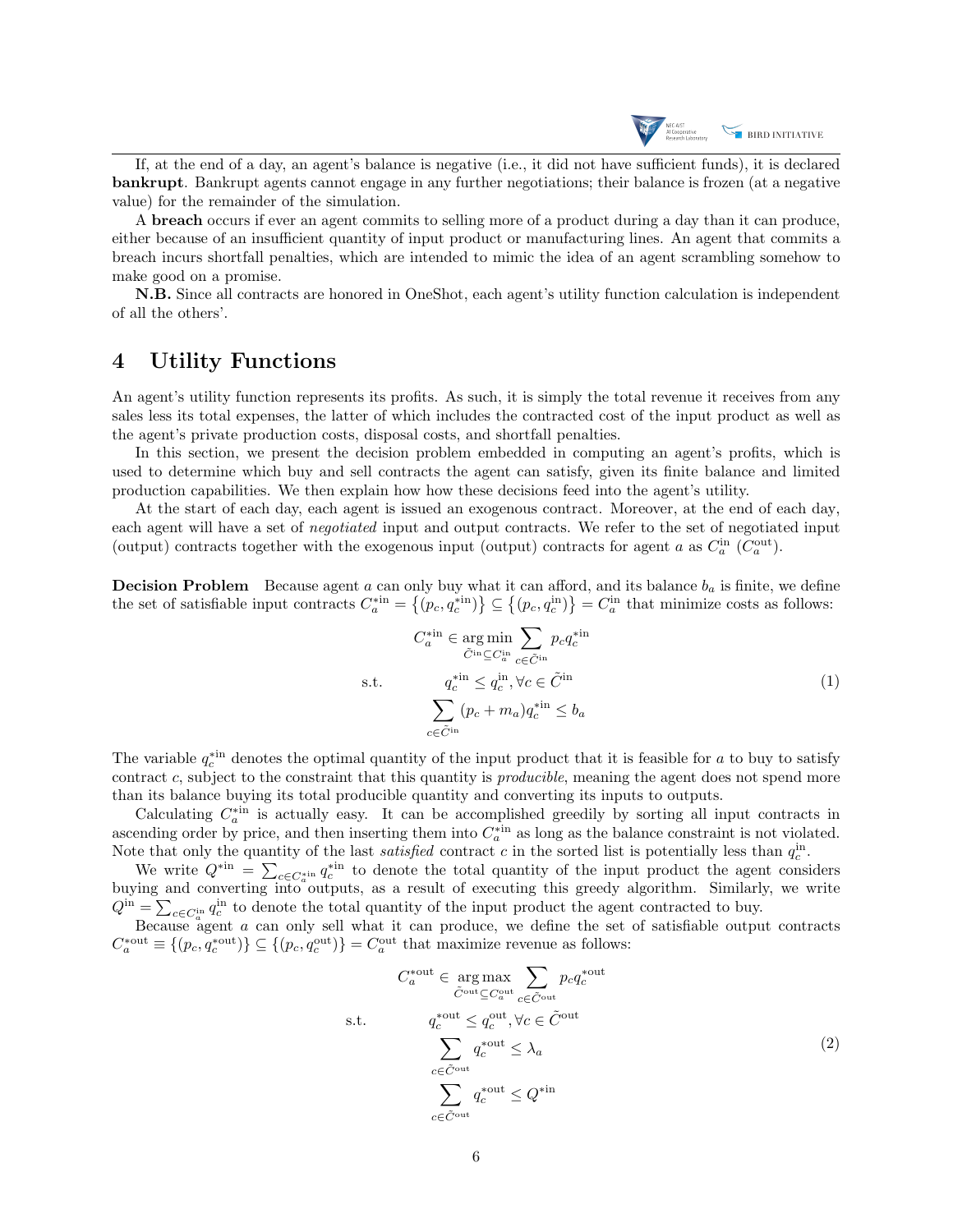If, at the end of a day, an agent's balance is negative (i.e., it did not have sufficient funds), it is declared **bankrupt**. Bankrupt agents cannot engage in any further negotiations; their balance is frozen (at a negative value) for the remainder of the simulation.

A **breach** occurs if ever an agent commits to selling more of a product during a day than it can produce, either because of an insufficient quantity of input product or manufacturing lines. An agent that commits a breach incurs shortfall penalties, which are intended to mimic the idea of an agent scrambling somehow to make good on a promise.

**N.B.** Since all contracts are honored in OneShot, each agent's utility function calculation is independent of all the others'.

# 4 Utility Functions

An agent's utility function represents its profits. As such, it is simply the total revenue it receives from any sales less its total expenses, the latter of which includes the contracted cost of the input product as well as the agent's private production costs, disposal costs, and shortfall penalties.

In this section, we present the decision problem embedded in computing an agent's profits, which is used to determine which buy and sell contracts the agent can satisfy, given its finite balance and limited production capabilities. We then explain how how these decisions feed into the agent's utility.

At the start of each day, each agent is issued an exogenous contract. Moreover, at the end of each day, each agent will have a set of *negotiated* input and output contracts. We refer to the set of negotiated input (output) contracts together with the exogenous input (output) contracts for agent $a$ as $C_a^{\text{in}}$ ($C_a^{\text{out}}$).

**Decision Problem** Because agent $a$ can only buy what it can afford, and its balance $b_a$ is finite, we define the set of satisfiable input contracts $C_a^{*\text{in}} = \{(p_c, q_c^{*\text{in}})\} \subseteq \{(p_c, q_c^{\text{in}})\} = C_a^{\text{in}}$ that minimize costs as follows:

$$
\begin{aligned}
& C_a^{*\text{in}} \in \underset{\tilde{C}^{\text{in}} \subseteq C_a^{\text{in}}}{\arg\min} \sum_{c \in \tilde{C}^{\text{in}}} p_c q_c^{*\text{in}} \\
\text{s.t.} \quad & q_c^{*\text{in}} \leq q_c^{\text{in}}, \forall c \in \tilde{C}^{\text{in}} \\
& \sum_{c \in \tilde{C}^{\text{in}}} (p_c + m_a) q_c^{*\text{in}} \leq b_a
\end{aligned}
\tag{1}
$$

The variable $q_c^{*\text{in}}$ denotes the optimal quantity of the input product that it is feasible for $a$ to buy to satisfy contract $c$, subject to the constraint that this quantity is *producible*, meaning the agent does not spend more than its balance buying its total producible quantity and converting its inputs to outputs.

Calculating $C_a^{*\text{in}}$ is actually easy. It can be accomplished greedily by sorting all input contracts in ascending order by price, and then inserting them into $C_a^{*\text{in}}$ as long as the balance constraint is not violated. Note that only the quantity of the last *satisfied* contract $c$ in the sorted list is potentially less than $q_c^{\text{in}}$.

We write $Q^{*\text{in}} = \sum_{c \in C_a^{*\text{in}}} q_c^{*\text{in}}$ to denote the total quantity of the input product the agent considers buying and converting into outputs, as a result of executing this greedy algorithm. Similarly, we write $Q^{\text{in}} = \sum_{c \in C_a^{\text{in}}} q_c^{\text{in}}$ to denote the total quantity of the input product the agent contracted to buy.

Because agent $a$ can only sell what it can produce, we define the set of satisfiable output contracts $C_a^{*\text{out}} \equiv \{(p_c, q_c^{*\text{out}})\} \subseteq \{(p_c, q_c^{\text{out}})\} = C_a^{\text{out}}$ that maximize revenue as follows:

$$
\begin{aligned}
& C_a^{*\text{out}} \in \underset{\tilde{C}^{\text{out}} \subseteq C_a^{\text{out}}}{\arg\max} \sum_{c \in \tilde{C}^{\text{out}}} p_c q_c^{*\text{out}} \\
\text{s.t.} \quad & q_c^{*\text{out}} \leq q_c^{\text{out}}, \forall c \in \tilde{C}^{\text{out}} \\
& \sum_{c \in \tilde{C}^{\text{out}}} q_c^{*\text{out}} \leq \lambda_a \\
& \sum_{c \in \tilde{C}^{\text{out}}} q_c^{*\text{out}} \leq Q^{*\text{in}}
\end{aligned}
\tag{2}
$$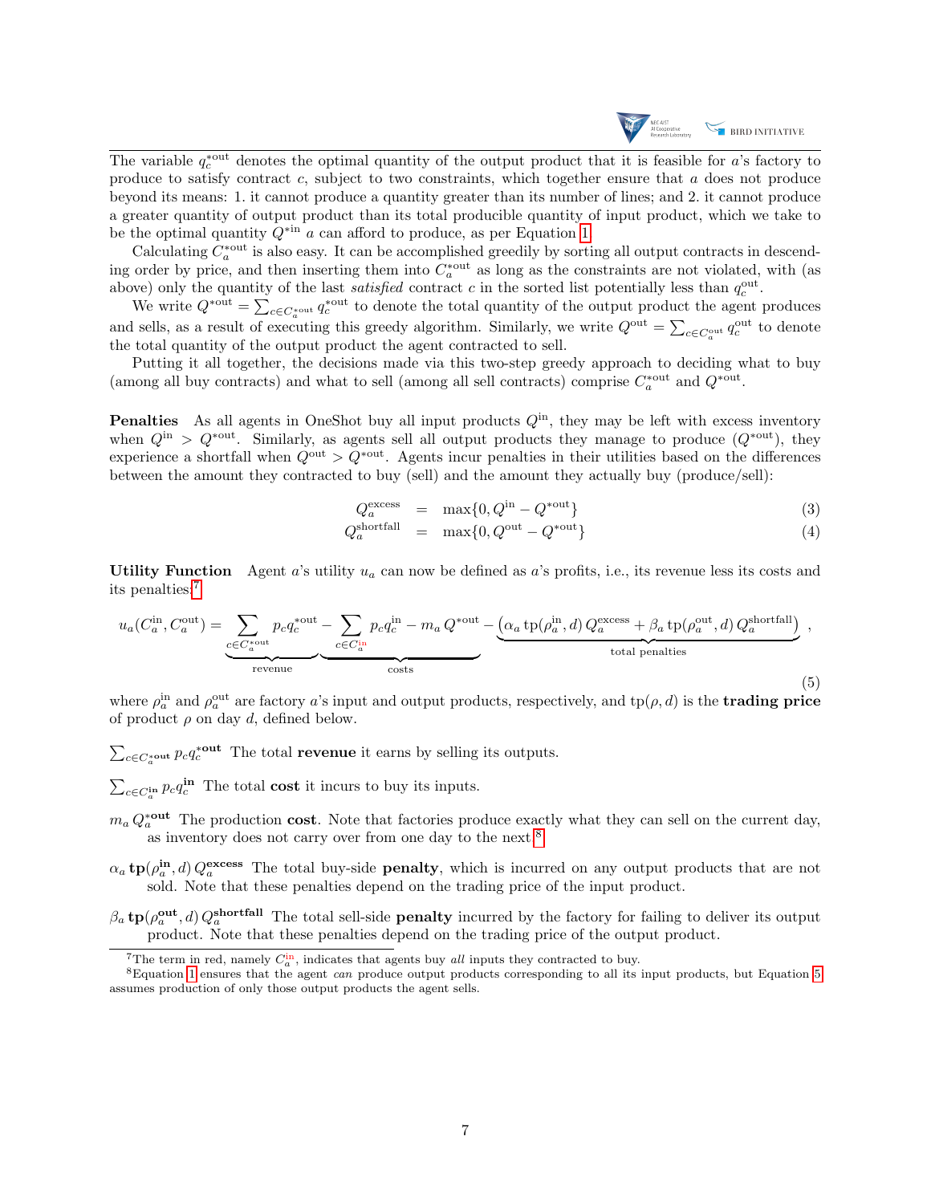The variable $q_c^{*\text{out}}$ denotes the optimal quantity of the output product that it is feasible for $a$'s factory to produce to satisfy contract $c$, subject to two constraints, which together ensure that $a$ does not produce beyond its means: 1. it cannot produce a quantity greater than its number of lines; and 2. it cannot produce a greater quantity of output product than its total producible quantity of input product, which we take to be the optimal quantity $Q^{*\text{in}}$ $a$ can afford to produce, as per Equation 1.

Calculating $C_a^{*\text{out}}$ is also easy. It can be accomplished greedily by sorting all output contracts in descending order by price, and then inserting them into $C_a^{*\text{out}}$ as long as the constraints are not violated, with (as above) only the quantity of the last *satisfied* contract $c$ in the sorted list potentially less than $q_c^{\text{out}}$.

We write $Q^{*\text{out}} = \sum_{c \in C_a^{*\text{out}}} q_c^{*\text{out}}$ to denote the total quantity of the output product the agent produces and sells, as a result of executing this greedy algorithm. Similarly, we write $Q^{\text{out}} = \sum_{c \in C_a^{\text{out}}} q_c^{\text{out}}$ to denote the total quantity of the output product the agent contracted to sell.

Putting it all together, the decisions made via this two-step greedy approach to deciding what to buy (among all buy contracts) and what to sell (among all sell contracts) comprise $C_a^{*\text{out}}$ and $Q^{*\text{out}}$.

**Penalties** As all agents in OneShot buy all input products $Q^{\text{in}}$, they may be left with excess inventory when $Q^{\text{in}} > Q^{*\text{out}}$. Similarly, as agents sell all output products they manage to produce ($Q^{*\text{out}}$), they experience a shortfall when $Q^{\text{out}} > Q^{*\text{out}}$. Agents incur penalties in their utilities based on the differences between the amount they contracted to buy (sell) and the amount they actually buy (produce/sell):

$$Q_a^{\text{excess}} = \max\{0, Q^{\text{in}} - Q^{*\text{out}}\} \tag{3}$$

$$Q_a^{\text{shortfall}} = \max\{0, Q^{\text{out}} - Q^{*\text{out}}\} \tag{4}$$

**Utility Function** Agent $a$'s utility $u_a$ can now be defined as $a$'s profits, i.e., its revenue less its costs and its penalties:[7]

$$u_a(C_a^{\text{in}}, C_a^{\text{out}}) = \underbrace{\sum_{c \in C_a^{*\text{out}}} p_c q_c^{*\text{out}}}_{\text{revenue}} - \underbrace{\sum_{c \in C_a^{\text{in}}} p_c q_c^{\text{in}} - m_a\, Q^{*\text{out}}}_{\text{costs}} - \underbrace{\left(\alpha_a\, \text{tp}(\rho_a^{\text{in}}, d)\, Q_a^{\text{excess}} + \beta_a\, \text{tp}(\rho_a^{\text{out}}, d)\, Q_a^{\text{shortfall}}\right)}_{\text{total penalties}}, \tag{5}$$

where $\rho_a^{\text{in}}$ and $\rho_a^{\text{out}}$ are factory $a$'s input and output products, respectively, and $\text{tp}(\rho, d)$ is the **trading price** of product $\rho$ on day $d$, defined below.

$\sum_{c \in C_a^{*\text{out}}} p_c q_c^{*\text{out}}$ The total **revenue** it earns by selling its outputs.

$\sum_{c \in C_a^{\text{in}}} p_c q_c^{\text{in}}$ The total **cost** it incurs to buy its inputs.

$m_a\, Q_a^{*\text{out}}$ The production **cost**. Note that factories produce exactly what they can sell on the current day, as inventory does not carry over from one day to the next.[8]

$\alpha_a\, \text{tp}(\rho_a^{\text{in}}, d)\, Q_a^{\text{excess}}$ The total buy-side **penalty**, which is incurred on any output products that are not sold. Note that these penalties depend on the trading price of the input product.

$\beta_a\, \text{tp}(\rho_a^{\text{out}}, d)\, Q_a^{\text{shortfall}}$ The total sell-side **penalty** incurred by the factory for failing to deliver its output product. Note that these penalties depend on the trading price of the output product.

[7] The term in red, namely $C_a^{\text{in}}$, indicates that agents buy *all* inputs they contracted to buy.

[8] Equation 1 ensures that the agent *can* produce output products corresponding to all its input products, but Equation 5 assumes production of only those output products the agent sells.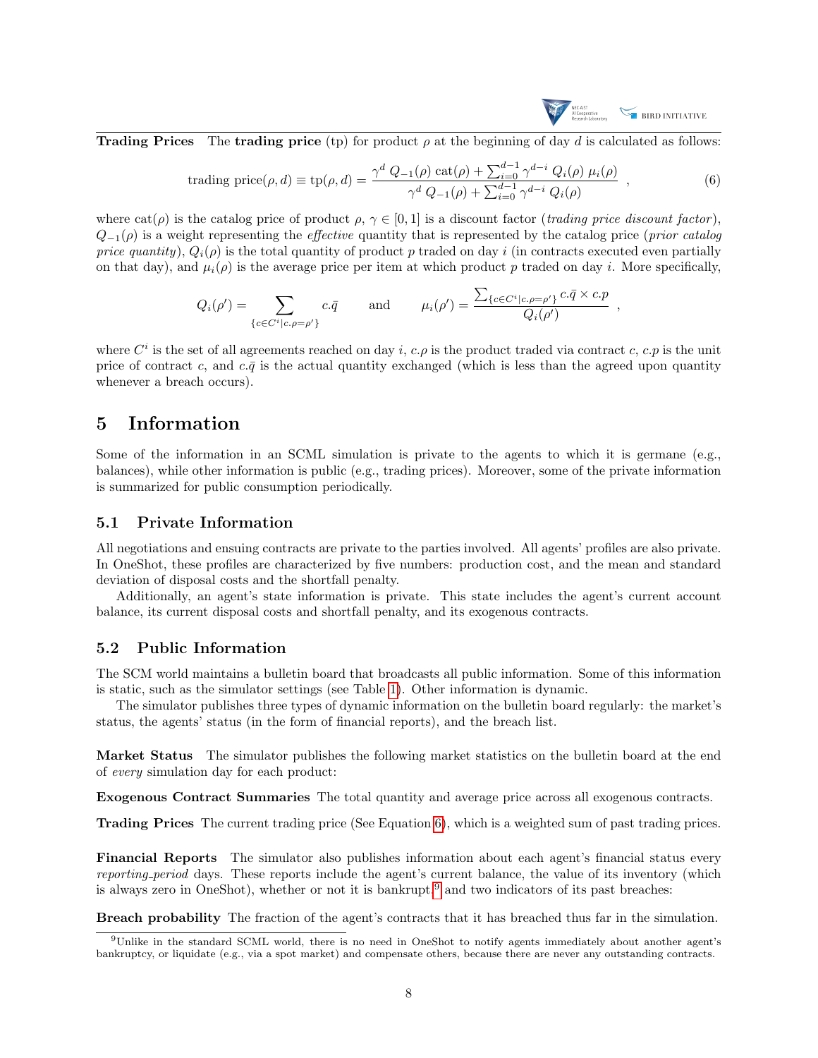**Trading Prices** The **trading price** (tp) for product $\rho$ at the beginning of day $d$ is calculated as follows:

$$\text{trading price}(\rho, d) \equiv \text{tp}(\rho, d) = \frac{\gamma^d \, Q_{-1}(\rho) \, \text{cat}(\rho) + \sum_{i=0}^{d-1} \gamma^{d-i} \, Q_i(\rho) \, \mu_i(\rho)}{\gamma^d \, Q_{-1}(\rho) + \sum_{i=0}^{d-1} \gamma^{d-i} \, Q_i(\rho)} \quad , \tag{6}$$

where $\text{cat}(\rho)$ is the catalog price of product $\rho$, $\gamma \in [0, 1]$ is a discount factor (*trading price discount factor*), $Q_{-1}(\rho)$ is a weight representing the *effective* quantity that is represented by the catalog price (*prior catalog price quantity*), $Q_i(\rho)$ is the total quantity of product $p$ traded on day $i$ (in contracts executed even partially on that day), and $\mu_i(\rho)$ is the average price per item at which product $p$ traded on day $i$. More specifically,

$$Q_i(\rho') = \sum_{\{c \in C^i | c.\rho = \rho'\}} c.\bar{q} \qquad \text{and} \qquad \mu_i(\rho') = \frac{\sum_{\{c \in C^i | c.\rho = \rho'\}} c.\bar{q} \times c.p}{Q_i(\rho')} \quad ,$$

where $C^i$ is the set of all agreements reached on day $i$, $c.\rho$ is the product traded via contract $c$, $c.p$ is the unit price of contract $c$, and $c.\bar{q}$ is the actual quantity exchanged (which is less than the agreed upon quantity whenever a breach occurs).

# 5 Information

Some of the information in an SCML simulation is private to the agents to which it is germane (e.g., balances), while other information is public (e.g., trading prices). Moreover, some of the private information is summarized for public consumption periodically.

## 5.1 Private Information

All negotiations and ensuing contracts are private to the parties involved. All agents' profiles are also private. In OneShot, these profiles are characterized by five numbers: production cost, and the mean and standard deviation of disposal costs and the shortfall penalty.

Additionally, an agent's state information is private. This state includes the agent's current account balance, its current disposal costs and shortfall penalty, and its exogenous contracts.

## 5.2 Public Information

The SCM world maintains a bulletin board that broadcasts all public information. Some of this information is static, such as the simulator settings (see Table 1). Other information is dynamic.

The simulator publishes three types of dynamic information on the bulletin board regularly: the market's status, the agents' status (in the form of financial reports), and the breach list.

**Market Status** The simulator publishes the following market statistics on the bulletin board at the end of *every* simulation day for each product:

**Exogenous Contract Summaries** The total quantity and average price across all exogenous contracts.

**Trading Prices** The current trading price (See Equation 6), which is a weighted sum of past trading prices.

**Financial Reports** The simulator also publishes information about each agent's financial status every *reporting_period* days. These reports include the agent's current balance, the value of its inventory (which is always zero in OneShot), whether or not it is bankrupt,[9] and two indicators of its past breaches:

**Breach probability** The fraction of the agent's contracts that it has breached thus far in the simulation.

[9] Unlike in the standard SCML world, there is no need in OneShot to notify agents immediately about another agent's bankruptcy, or liquidate (e.g., via a spot market) and compensate others, because there are never any outstanding contracts.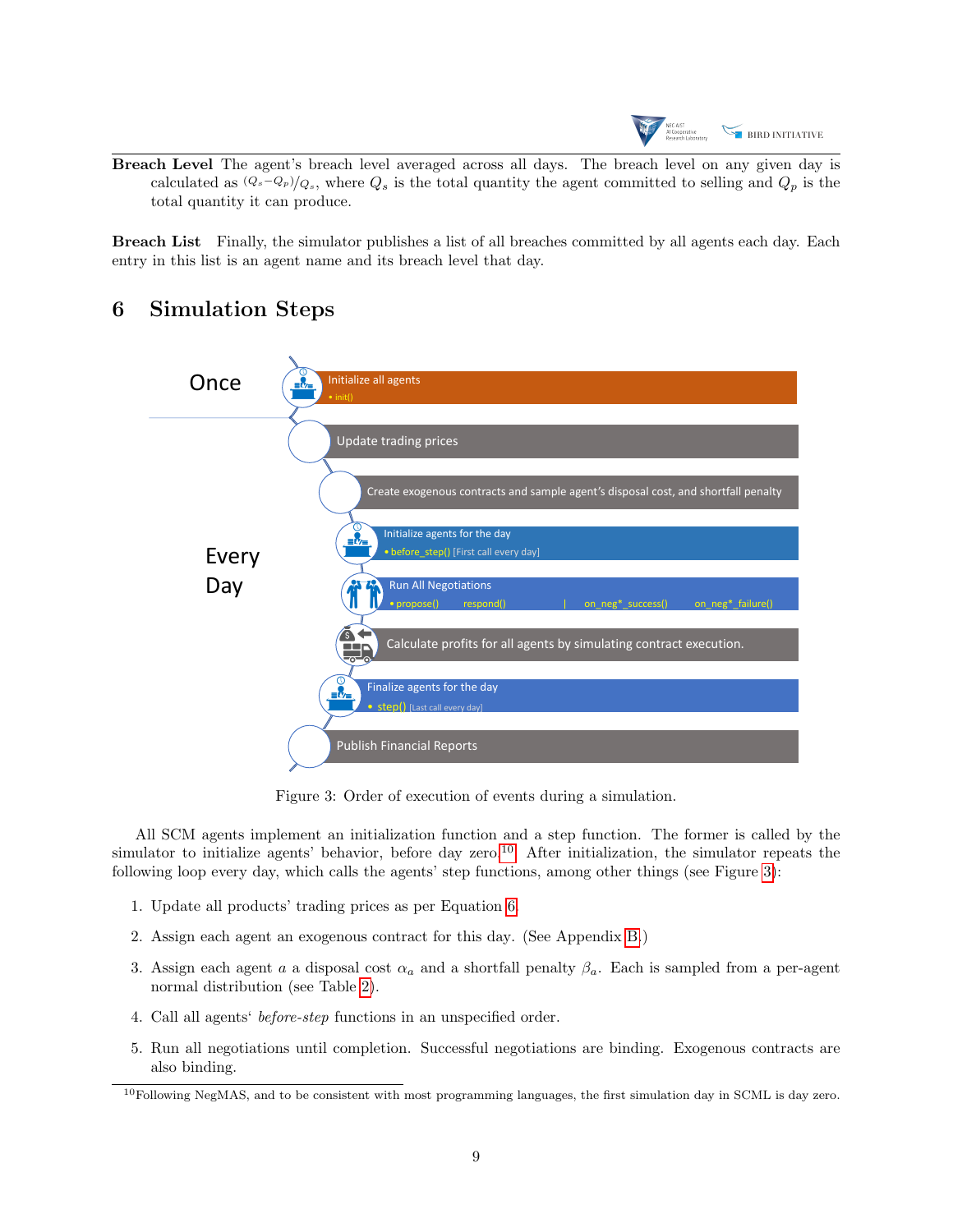**Breach Level** The agent's breach level averaged across all days. The breach level on any given day is calculated as $(Q_s - Q_p)/Q_s$, where $Q_s$ is the total quantity the agent committed to selling and $Q_p$ is the total quantity it can produce.

**Breach List** Finally, the simulator publishes a list of all breaches committed by all agents each day. Each entry in this list is an agent name and its breach level that day.

# 6 Simulation Steps

Figure 3: Order of execution of events during a simulation.

All SCM agents implement an initialization function and a step function. The former is called by the simulator to initialize agents' behavior, before day zero.[10] After initialization, the simulator repeats the following loop every day, which calls the agents' step functions, among other things (see Figure 3):

1. Update all products' trading prices as per Equation 6.
2. Assign each agent an exogenous contract for this day. (See Appendix B.)
3. Assign each agent $a$ a disposal cost $\alpha_a$ and a shortfall penalty $\beta_a$. Each is sampled from a per-agent normal distribution (see Table 2).
4. Call all agents' *before-step* functions in an unspecified order.
5. Run all negotiations until completion. Successful negotiations are binding. Exogenous contracts are also binding.

[10] Following NegMAS, and to be consistent with most programming languages, the first simulation day in SCML is day zero.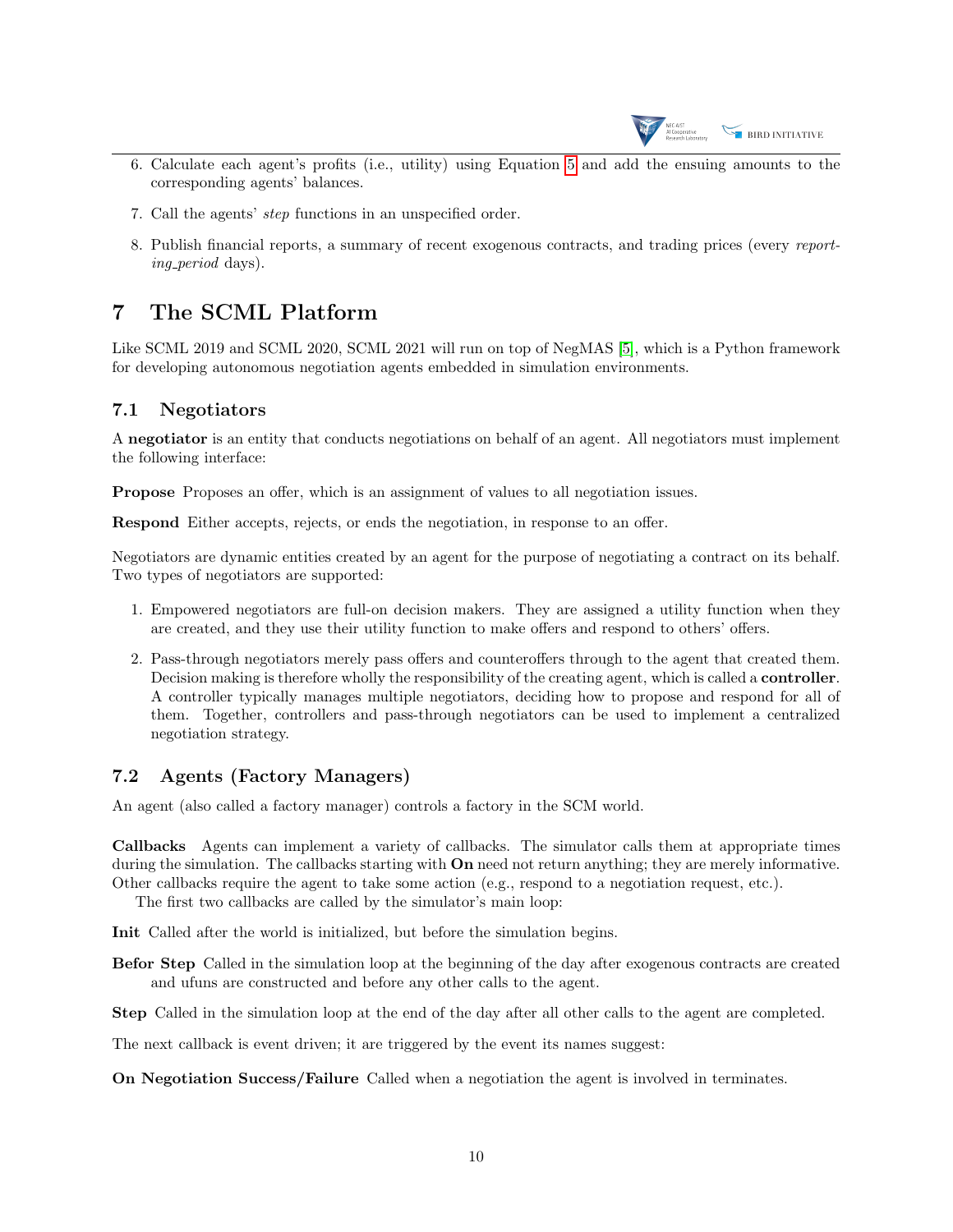6. Calculate each agent's profits (i.e., utility) using Equation 5 and add the ensuing amounts to the corresponding agents' balances.

7. Call the agents' *step* functions in an unspecified order.

8. Publish financial reports, a summary of recent exogenous contracts, and trading prices (every *reporting_period* days).

# 7 The SCML Platform

Like SCML 2019 and SCML 2020, SCML 2021 will run on top of NegMAS [5], which is a Python framework for developing autonomous negotiation agents embedded in simulation environments.

## 7.1 Negotiators

A **negotiator** is an entity that conducts negotiations on behalf of an agent. All negotiators must implement the following interface:

**Propose** Proposes an offer, which is an assignment of values to all negotiation issues.

**Respond** Either accepts, rejects, or ends the negotiation, in response to an offer.

Negotiators are dynamic entities created by an agent for the purpose of negotiating a contract on its behalf. Two types of negotiators are supported:

1. Empowered negotiators are full-on decision makers. They are assigned a utility function when they are created, and they use their utility function to make offers and respond to others' offers.

2. Pass-through negotiators merely pass offers and counteroffers through to the agent that created them. Decision making is therefore wholly the responsibility of the creating agent, which is called a **controller**. A controller typically manages multiple negotiators, deciding how to propose and respond for all of them. Together, controllers and pass-through negotiators can be used to implement a centralized negotiation strategy.

## 7.2 Agents (Factory Managers)

An agent (also called a factory manager) controls a factory in the SCM world.

**Callbacks** Agents can implement a variety of callbacks. The simulator calls them at appropriate times during the simulation. The callbacks starting with **On** need not return anything; they are merely informative. Other callbacks require the agent to take some action (e.g., respond to a negotiation request, etc.).

The first two callbacks are called by the simulator's main loop:

**Init** Called after the world is initialized, but before the simulation begins.

**Befor Step** Called in the simulation loop at the beginning of the day after exogenous contracts are created and ufuns are constructed and before any other calls to the agent.

**Step** Called in the simulation loop at the end of the day after all other calls to the agent are completed.

The next callback is event driven; it are triggered by the event its names suggest:

**On Negotiation Success/Failure** Called when a negotiation the agent is involved in terminates.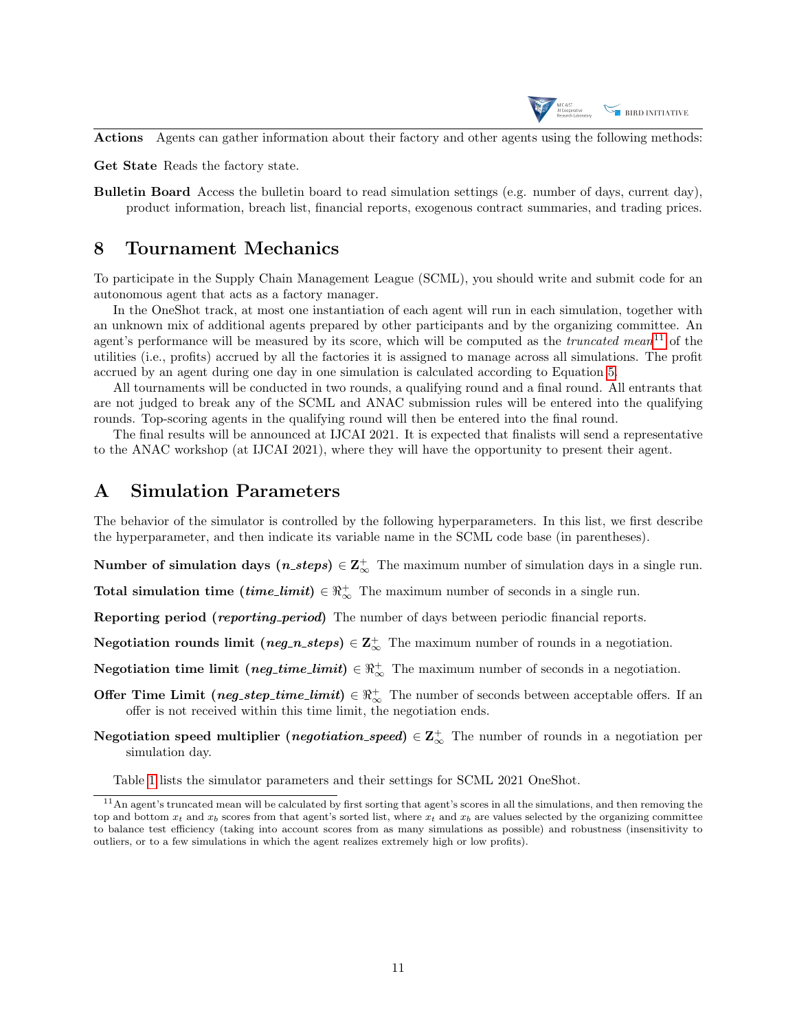**Actions** Agents can gather information about their factory and other agents using the following methods:

**Get State** Reads the factory state.

**Bulletin Board** Access the bulletin board to read simulation settings (e.g. number of days, current day), product information, breach list, financial reports, exogenous contract summaries, and trading prices.

# 8 Tournament Mechanics

To participate in the Supply Chain Management League (SCML), you should write and submit code for an autonomous agent that acts as a factory manager.

In the OneShot track, at most one instantiation of each agent will run in each simulation, together with an unknown mix of additional agents prepared by other participants and by the organizing committee. An agent's performance will be measured by its score, which will be computed as the *truncated mean*[11] of the utilities (i.e., profits) accrued by all the factories it is assigned to manage across all simulations. The profit accrued by an agent during one day in one simulation is calculated according to Equation 5.

All tournaments will be conducted in two rounds, a qualifying round and a final round. All entrants that are not judged to break any of the SCML and ANAC submission rules will be entered into the qualifying rounds. Top-scoring agents in the qualifying round will then be entered into the final round.

The final results will be announced at IJCAI 2021. It is expected that finalists will send a representative to the ANAC workshop (at IJCAI 2021), where they will have the opportunity to present their agent.

# A Simulation Parameters

The behavior of the simulator is controlled by the following hyperparameters. In this list, we first describe the hyperparameter, and then indicate its variable name in the SCML code base (in parentheses).

**Number of simulation days (*n_steps*)** $\in \mathbf{Z}^+_\infty$ The maximum number of simulation days in a single run.

**Total simulation time (*time_limit*)** $\in \Re^+_\infty$ The maximum number of seconds in a single run.

**Reporting period (*reporting_period*)** The number of days between periodic financial reports.

**Negotiation rounds limit (*neg_n_steps*)** $\in \mathbf{Z}^+_\infty$ The maximum number of rounds in a negotiation.

**Negotiation time limit (*neg_time_limit*)** $\in \Re^+_\infty$ The maximum number of seconds in a negotiation.

**Offer Time Limit (*neg_step_time_limit*)** $\in \Re^+_\infty$ The number of seconds between acceptable offers. If an offer is not received within this time limit, the negotiation ends.

**Negotiation speed multiplier (*negotiation_speed*)** $\in \mathbf{Z}^+_\infty$ The number of rounds in a negotiation per simulation day.

Table 1 lists the simulator parameters and their settings for SCML 2021 OneShot.

[11] An agent's truncated mean will be calculated by first sorting that agent's scores in all the simulations, and then removing the top and bottom $x_t$ and $x_b$ scores from that agent's sorted list, where $x_t$ and $x_b$ are values selected by the organizing committee to balance test efficiency (taking into account scores from as many simulations as possible) and robustness (insensitivity to outliers, or to a few simulations in which the agent realizes extremely high or low profits).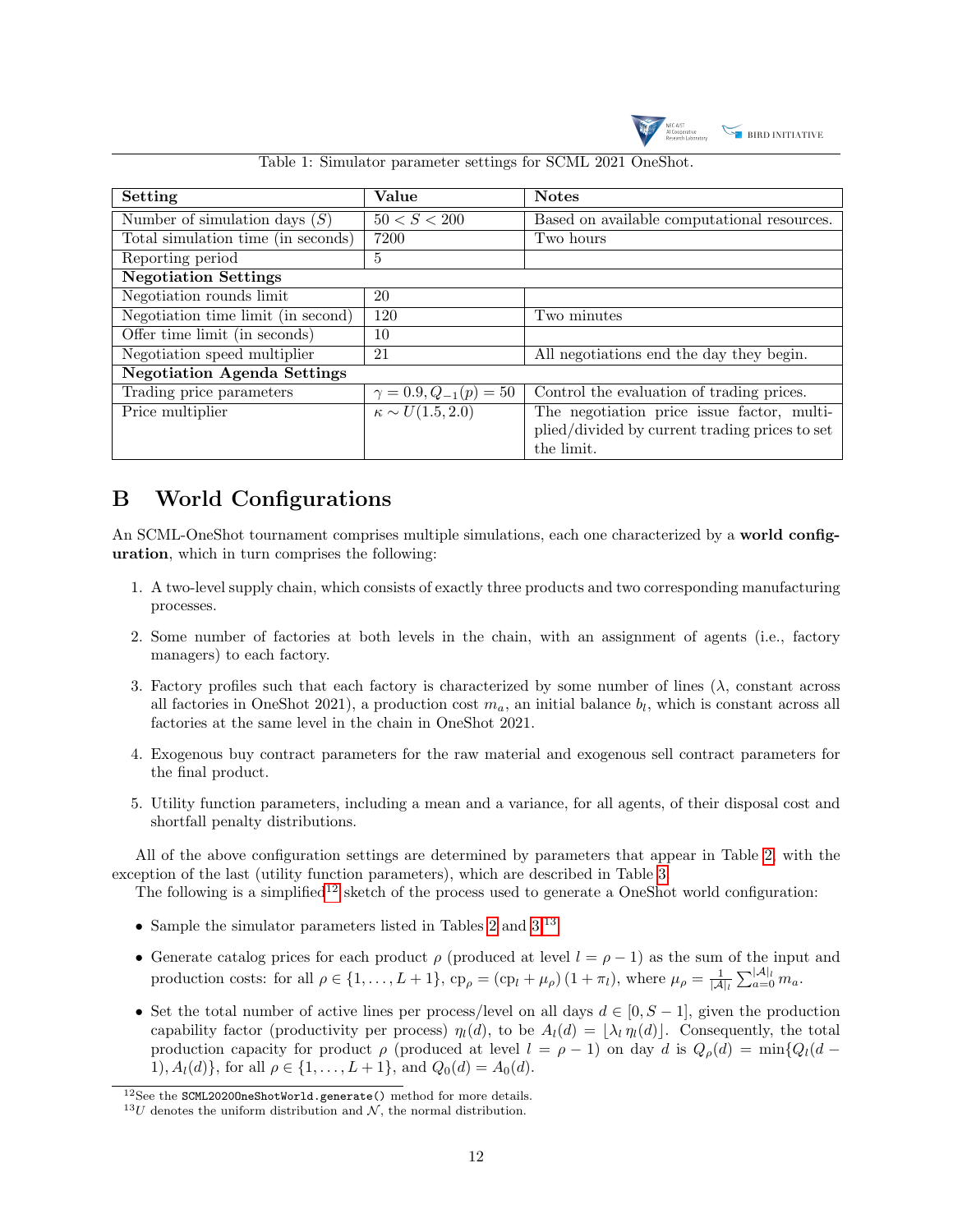Table 1: Simulator parameter settings for SCML 2021 OneShot.

| Setting | Value | Notes |
| --- | --- | --- |
| Number of simulation days ($S$) | $50 < S < 200$ | Based on available computational resources. |
| Total simulation time (in seconds) | 7200 | Two hours |
| Reporting period | 5 | |
| **Negotiation Settings** | | |
| Negotiation rounds limit | 20 | |
| Negotiation time limit (in second) | 120 | Two minutes |
| Offer time limit (in seconds) | 10 | |
| Negotiation speed multiplier | 21 | All negotiations end the day they begin. |
| **Negotiation Agenda Settings** | | |
| Trading price parameters | $\gamma = 0.9, Q_{-1}(p) = 50$ | Control the evaluation of trading prices. |
| Price multiplier | $\kappa \sim U(1.5, 2.0)$ | The negotiation price issue factor, multiplied/divided by current trading prices to set the limit. |

# B World Configurations

An SCML-OneShot tournament comprises multiple simulations, each one characterized by a **world configuration**, which in turn comprises the following:

1. A two-level supply chain, which consists of exactly three products and two corresponding manufacturing processes.
2. Some number of factories at both levels in the chain, with an assignment of agents (i.e., factory managers) to each factory.
3. Factory profiles such that each factory is characterized by some number of lines ($\lambda$, constant across all factories in OneShot 2021), a production cost $m_a$, an initial balance $b_l$, which is constant across all factories at the same level in the chain in OneShot 2021.
4. Exogenous buy contract parameters for the raw material and exogenous sell contract parameters for the final product.
5. Utility function parameters, including a mean and a variance, for all agents, of their disposal cost and shortfall penalty distributions.

All of the above configuration settings are determined by parameters that appear in Table 2, with the exception of the last (utility function parameters), which are described in Table 3.

The following is a simplified[12] sketch of the process used to generate a OneShot world configuration:

- Sample the simulator parameters listed in Tables 2 and 3.[13]
- Generate catalog prices for each product $\rho$ (produced at level $l = \rho - 1$) as the sum of the input and production costs: for all $\rho \in \{1, \ldots, L+1\}$, $\text{cp}_\rho = (\text{cp}_l + \mu_\rho)(1 + \pi_l)$, where $\mu_\rho = \frac{1}{|\mathcal{A}|_l} \sum_{a=0}^{|\mathcal{A}|_l} m_a$.
- Set the total number of active lines per process/level on all days $d \in [0, S-1]$, given the production capability factor (productivity per process) $\eta_l(d)$, to be $A_l(d) = \lfloor \lambda_l \, \eta_l(d) \rfloor$. Consequently, the total production capacity for product $\rho$ (produced at level $l = \rho - 1$) on day $d$ is $Q_\rho(d) = \min\{Q_l(d-1), A_l(d)\}$, for all $\rho \in \{1, \ldots, L+1\}$, and $Q_0(d) = A_0(d)$.

[12] See the `SCML2020OneShotWorld.generate()` method for more details.

[13] $U$ denotes the uniform distribution and $\mathcal{N}$, the normal distribution.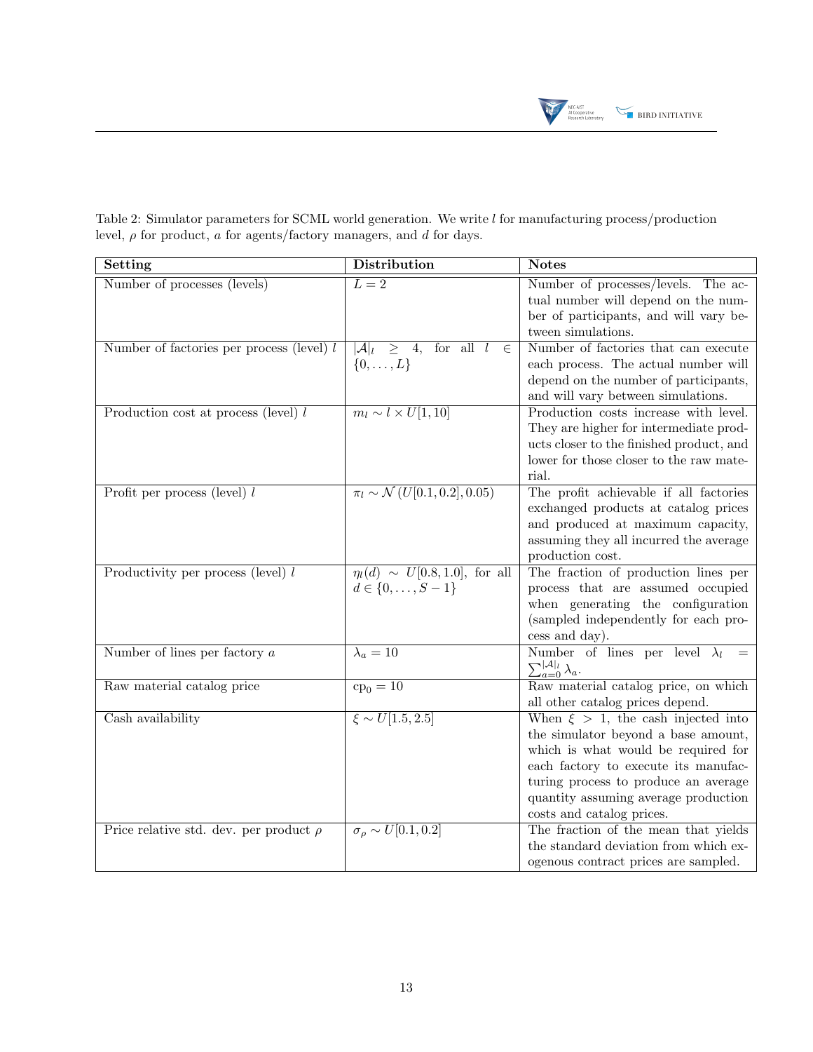Table 2: Simulator parameters for SCML world generation. We write $l$ for manufacturing process/production level, $\rho$ for product, $a$ for agents/factory managers, and $d$ for days.

| **Setting** | **Distribution** | **Notes** |
|---|---|---|
| Number of processes (levels) | $L = 2$ | Number of processes/levels. The actual number will depend on the number of participants, and will vary between simulations. |
| Number of factories per process (level) $l$ | $\lvert\mathcal{A}\rvert_l \geq 4$, for all $l \in \{0, \ldots, L\}$ | Number of factories that can execute each process. The actual number will depend on the number of participants, and will vary between simulations. |
| Production cost at process (level) $l$ | $m_l \sim l \times U[1, 10]$ | Production costs increase with level. They are higher for intermediate products closer to the finished product, and lower for those closer to the raw material. |
| Profit per process (level) $l$ | $\pi_l \sim \mathcal{N}\,(U[0.1, 0.2], 0.05)$ | The profit achievable if all factories exchanged products at catalog prices and produced at maximum capacity, assuming they all incurred the average production cost. |
| Productivity per process (level) $l$ | $\eta_l(d) \sim U[0.8, 1.0]$, for all $d \in \{0, \ldots, S-1\}$ | The fraction of production lines per process that are assumed occupied when generating the configuration (sampled independently for each process and day). |
| Number of lines per factory $a$ | $\lambda_a = 10$ | Number of lines per level $\lambda_l = \sum_{a=0}^{\lvert\mathcal{A}\rvert_l} \lambda_a$. |
| Raw material catalog price | $\mathrm{cp}_0 = 10$ | Raw material catalog price, on which all other catalog prices depend. |
| Cash availability | $\xi \sim U[1.5, 2.5]$ | When $\xi > 1$, the cash injected into the simulator beyond a base amount, which is what would be required for each factory to execute its manufacturing process to produce an average quantity assuming average production costs and catalog prices. |
| Price relative std. dev. per product $\rho$ | $\sigma_\rho \sim U[0.1, 0.2]$ | The fraction of the mean that yields the standard deviation from which exogenous contract prices are sampled. |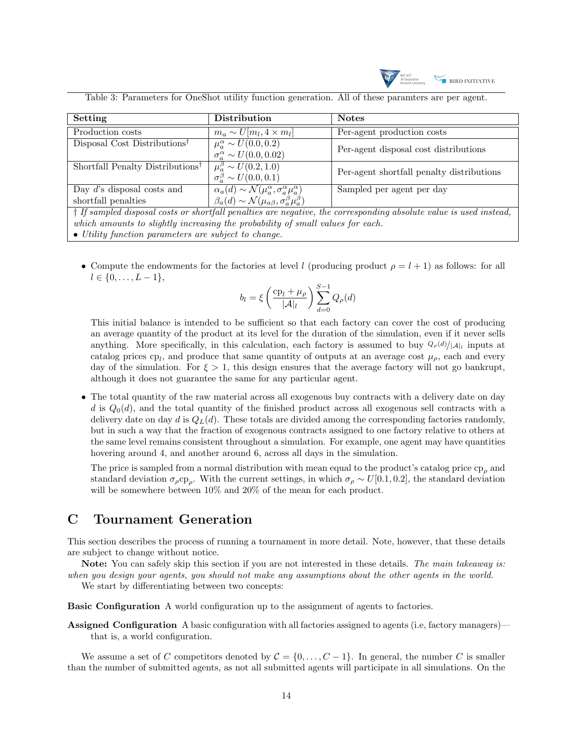Table 3: Parameters for OneShot utility function generation. All of these paramters are per agent.

| Setting | Distribution | Notes |
|---|---|---|
| Production costs | $m_a \sim U[m_l, 4 \times m_l]$ | Per-agent production costs |
| Disposal Cost Distributions† | $\mu_a^\alpha \sim U(0.0, 0.2)$ $\sigma_a^\alpha \sim U(0.0, 0.02)$ | Per-agent disposal cost distributions |
| Shortfall Penalty Distributions† | $\mu_a^\beta \sim U(0.2, 1.0)$ $\sigma_a^\beta \sim U(0.0, 0.1)$ | Per-agent shortfall penalty distributions |
| Day $d$'s disposal costs and shortfall penalties | $\alpha_a(d) \sim \mathcal{N}(\mu_a^\alpha, \sigma_a^\alpha \mu_a^\alpha)$ $\beta_a(d) \sim \mathcal{N}(\mu_{a\beta}, \sigma_a^\beta \mu_a^\beta)$ | Sampled per agent per day |
| † *If sampled disposal costs or shortfall penalties are negative, the corresponding absolute value is used instead, which amounts to slightly increasing the probability of small values for each.* • *Utility function parameters are subject to change.* | | |

- Compute the endowments for the factories at level $l$ (producing product $\rho = l + 1$) as follows: for all $l \in \{0, \dots, L-1\}$,

$$b_l = \xi \left( \frac{\text{cp}_l + \mu_\rho}{|\mathcal{A}|_l} \right) \sum_{d=0}^{S-1} Q_\rho(d)$$

  This initial balance is intended to be sufficient so that each factory can cover the cost of producing an average quantity of the product at its level for the duration of the simulation, even if it never sells anything. More specifically, in this calculation, each factory is assumed to buy $Q_\rho(d)/|\mathcal{A}|_l$ inputs at catalog prices $\text{cp}_l$, and produce that same quantity of outputs at an average cost $\mu_\rho$, each and every day of the simulation. For $\xi > 1$, this design ensures that the average factory will not go bankrupt, although it does not guarantee the same for any particular agent.

- The total quantity of the raw material across all exogenous buy contracts with a delivery date on day $d$ is $Q_0(d)$, and the total quantity of the finished product across all exogenous sell contracts with a delivery date on day $d$ is $Q_L(d)$. These totals are divided among the corresponding factories randomly, but in such a way that the fraction of exogenous contracts assigned to one factory relative to others at the same level remains consistent throughout a simulation. For example, one agent may have quantities hovering around 4, and another around 6, across all days in the simulation.

  The price is sampled from a normal distribution with mean equal to the product's catalog price $\text{cp}_\rho$ and standard deviation $\sigma_\rho \text{cp}_\rho$. With the current settings, in which $\sigma_\rho \sim U[0.1, 0.2]$, the standard deviation will be somewhere between 10% and 20% of the mean for each product.

# C Tournament Generation

This section describes the process of running a tournament in more detail. Note, however, that these details are subject to change without notice.

**Note:** You can safely skip this section if you are not interested in these details. *The main takeaway is: when you design your agents, you should not make any assumptions about the other agents in the world.*

We start by differentiating between two concepts:

**Basic Configuration** A world configuration up to the assignment of agents to factories.

**Assigned Configuration** A basic configuration with all factories assigned to agents (i.e, factory managers)—that is, a world configuration.

We assume a set of $C$ competitors denoted by $\mathcal{C} = \{0, \dots, C-1\}$. In general, the number $C$ is smaller than the number of submitted agents, as not all submitted agents will participate in all simulations. On the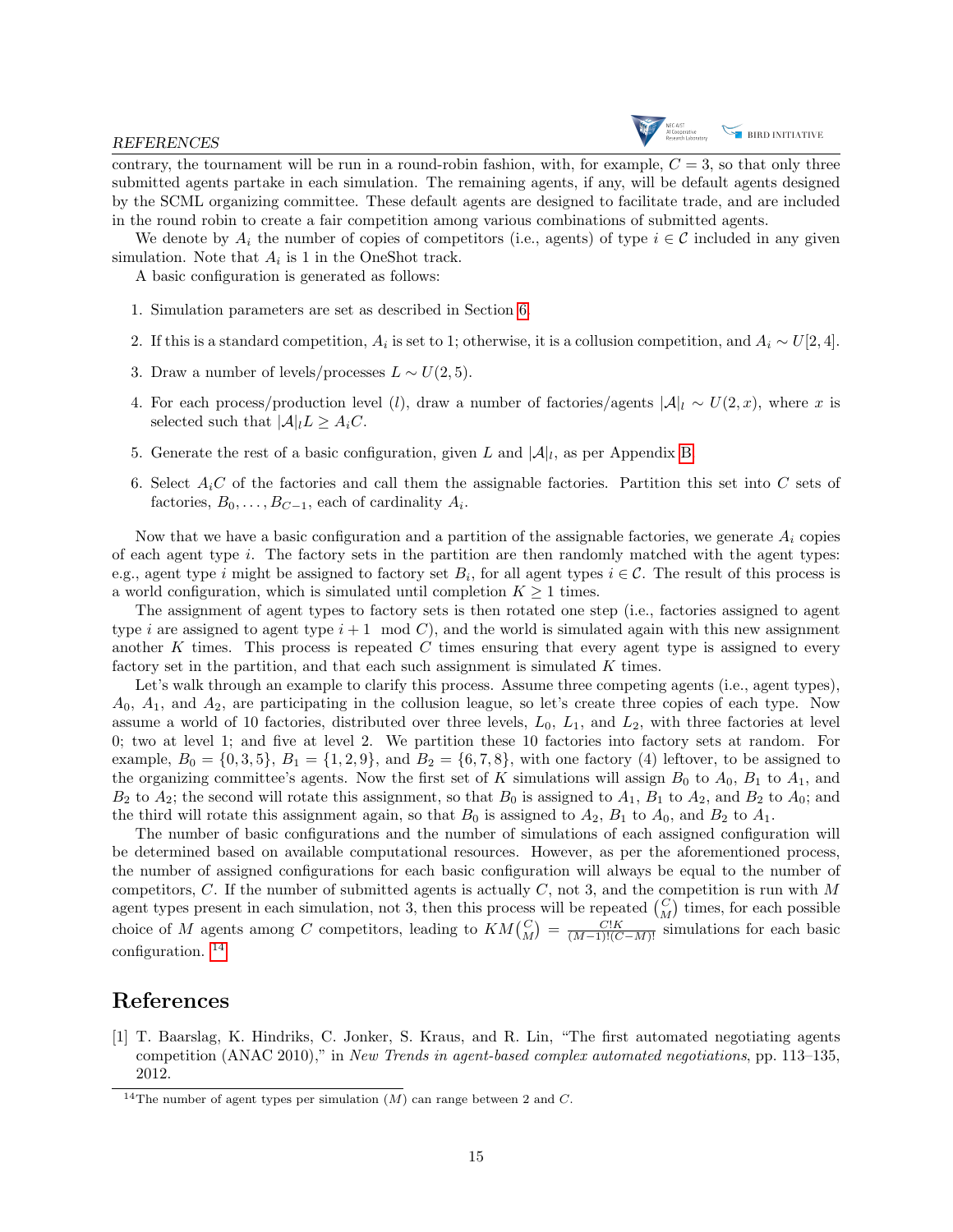contrary, the tournament will be run in a round-robin fashion, with, for example, $C = 3$, so that only three submitted agents partake in each simulation. The remaining agents, if any, will be default agents designed by the SCML organizing committee. These default agents are designed to facilitate trade, and are included in the round robin to create a fair competition among various combinations of submitted agents.

We denote by $A_i$ the number of copies of competitors (i.e., agents) of type $i \in \mathcal{C}$ included in any given simulation. Note that $A_i$ is 1 in the OneShot track.

A basic configuration is generated as follows:

1. Simulation parameters are set as described in Section 6.
2. If this is a standard competition, $A_i$ is set to 1; otherwise, it is a collusion competition, and $A_i \sim U[2, 4]$.
3. Draw a number of levels/processes $L \sim U(2, 5)$.
4. For each process/production level ($l$), draw a number of factories/agents $|\mathcal{A}|_l \sim U(2, x)$, where $x$ is selected such that $|\mathcal{A}|_l L \geq A_i C$.
5. Generate the rest of a basic configuration, given $L$ and $|\mathcal{A}|_l$, as per Appendix B.
6. Select $A_i C$ of the factories and call them the assignable factories. Partition this set into $C$ sets of factories, $B_0, \ldots, B_{C-1}$, each of cardinality $A_i$.

Now that we have a basic configuration and a partition of the assignable factories, we generate $A_i$ copies of each agent type $i$. The factory sets in the partition are then randomly matched with the agent types: e.g., agent type $i$ might be assigned to factory set $B_i$, for all agent types $i \in \mathcal{C}$. The result of this process is a world configuration, which is simulated until completion $K \geq 1$ times.

The assignment of agent types to factory sets is then rotated one step (i.e., factories assigned to agent type $i$ are assigned to agent type $i + 1 \mod C$), and the world is simulated again with this new assignment another $K$ times. This process is repeated $C$ times ensuring that every agent type is assigned to every factory set in the partition, and that each such assignment is simulated $K$ times.

Let's walk through an example to clarify this process. Assume three competing agents (i.e., agent types), $A_0$, $A_1$, and $A_2$, are participating in the collusion league, so let's create three copies of each type. Now assume a world of 10 factories, distributed over three levels, $L_0$, $L_1$, and $L_2$, with three factories at level 0; two at level 1; and five at level 2. We partition these 10 factories into factory sets at random. For example, $B_0 = \{0, 3, 5\}$, $B_1 = \{1, 2, 9\}$, and $B_2 = \{6, 7, 8\}$, with one factory (4) leftover, to be assigned to the organizing committee's agents. Now the first set of $K$ simulations will assign $B_0$ to $A_0$, $B_1$ to $A_1$, and $B_2$ to $A_2$; the second will rotate this assignment, so that $B_0$ is assigned to $A_1$, $B_1$ to $A_2$, and $B_2$ to $A_0$; and the third will rotate this assignment again, so that $B_0$ is assigned to $A_2$, $B_1$ to $A_0$, and $B_2$ to $A_1$.

The number of basic configurations and the number of simulations of each assigned configuration will be determined based on available computational resources. However, as per the aforementioned process, the number of assigned configurations for each basic configuration will always be equal to the number of competitors, $C$. If the number of submitted agents is actually $C$, not 3, and the competition is run with $M$ agent types present in each simulation, not 3, then this process will be repeated $\binom{C}{M}$ times, for each possible choice of $M$ agents among $C$ competitors, leading to $KM\binom{C}{M} = \frac{C!K}{(M-1)!(C-M)!}$ simulations for each basic configuration. [14]

# References

[1] T. Baarslag, K. Hindriks, C. Jonker, S. Kraus, and R. Lin, "The first automated negotiating agents competition (ANAC 2010)," in *New Trends in agent-based complex automated negotiations*, pp. 113–135, 2012.

[14] The number of agent types per simulation ($M$) can range between 2 and $C$.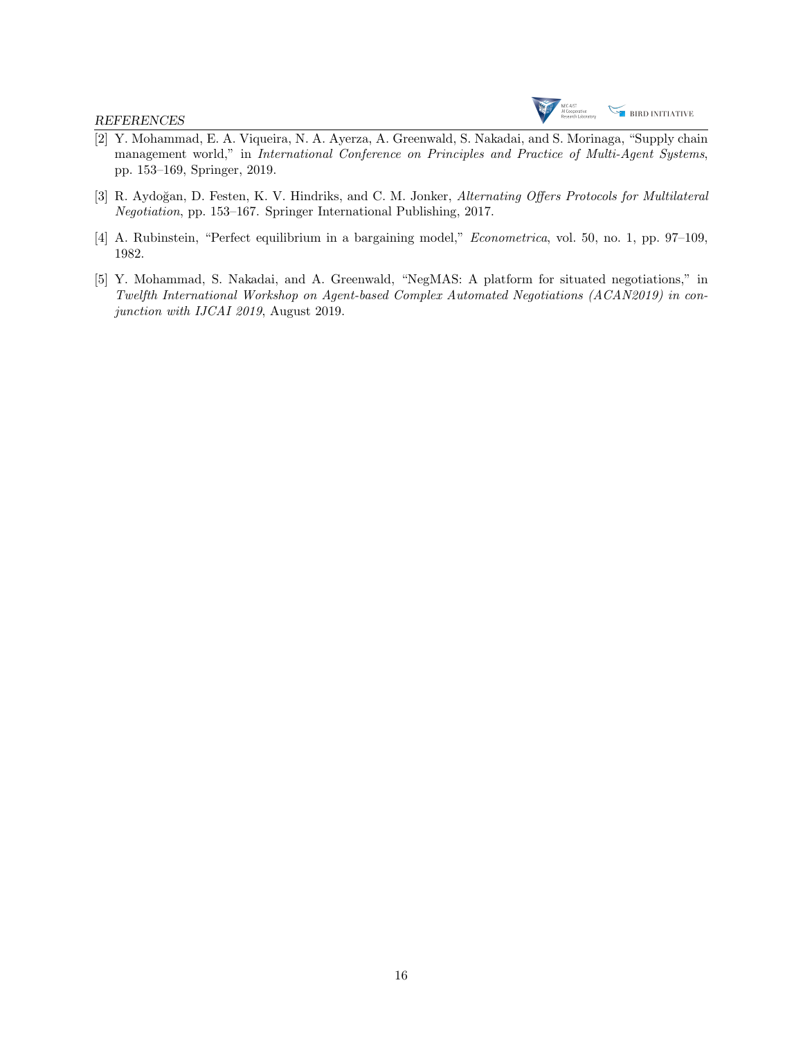[2] Y. Mohammad, E. A. Viqueira, N. A. Ayerza, A. Greenwald, S. Nakadai, and S. Morinaga, "Supply chain management world," in *International Conference on Principles and Practice of Multi-Agent Systems*, pp. 153–169, Springer, 2019.

[3] R. Aydoğan, D. Festen, K. V. Hindriks, and C. M. Jonker, *Alternating Offers Protocols for Multilateral Negotiation*, pp. 153–167. Springer International Publishing, 2017.

[4] A. Rubinstein, "Perfect equilibrium in a bargaining model," *Econometrica*, vol. 50, no. 1, pp. 97–109, 1982.

[5] Y. Mohammad, S. Nakadai, and A. Greenwald, "NegMAS: A platform for situated negotiations," in *Twelfth International Workshop on Agent-based Complex Automated Negotiations (ACAN2019) in conjunction with IJCAI 2019*, August 2019.